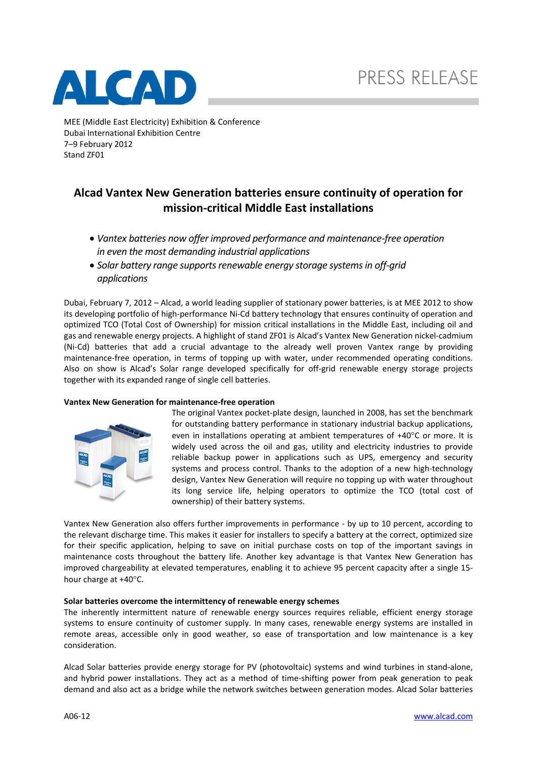PRESS RELEASE

MEE (Middle East Electricity) Exhibition & Conference
Dubai International Exhibition Centre
7–9 February 2012
Stand ZF01

# Alcad Vantex New Generation batteries ensure continuity of operation for mission-critical Middle East installations

- *Vantex batteries now offer improved performance and maintenance-free operation in even the most demanding industrial applications*
- *Solar battery range supports renewable energy storage systems in off-grid applications*

Dubai, February 7, 2012 – Alcad, a world leading supplier of stationary power batteries, is at MEE 2012 to show its developing portfolio of high-performance Ni-Cd battery technology that ensures continuity of operation and optimized TCO (Total Cost of Ownership) for mission critical installations in the Middle East, including oil and gas and renewable energy projects. A highlight of stand ZF01 is Alcad's Vantex New Generation nickel-cadmium (Ni-Cd) batteries that add a crucial advantage to the already well proven Vantex range by providing maintenance-free operation, in terms of topping up with water, under recommended operating conditions. Also on show is Alcad's Solar range developed specifically for off-grid renewable energy storage projects together with its expanded range of single cell batteries.

**Vantex New Generation for maintenance-free operation**

The original Vantex pocket-plate design, launched in 2008, has set the benchmark for outstanding battery performance in stationary industrial backup applications, even in installations operating at ambient temperatures of +40°C or more. It is widely used across the oil and gas, utility and electricity industries to provide reliable backup power in applications such as UPS, emergency and security systems and process control. Thanks to the adoption of a new high-technology design, Vantex New Generation will require no topping up with water throughout its long service life, helping operators to optimize the TCO (total cost of ownership) of their battery systems.

Vantex New Generation also offers further improvements in performance - by up to 10 percent, according to the relevant discharge time. This makes it easier for installers to specify a battery at the correct, optimized size for their specific application, helping to save on initial purchase costs on top of the important savings in maintenance costs throughout the battery life. Another key advantage is that Vantex New Generation has improved chargeability at elevated temperatures, enabling it to achieve 95 percent capacity after a single 15-hour charge at +40°C.

**Solar batteries overcome the intermittency of renewable energy schemes**

The inherently intermittent nature of renewable energy sources requires reliable, efficient energy storage systems to ensure continuity of customer supply. In many cases, renewable energy systems are installed in remote areas, accessible only in good weather, so ease of transportation and low maintenance is a key consideration.

Alcad Solar batteries provide energy storage for PV (photovoltaic) systems and wind turbines in stand-alone, and hybrid power installations. They act as a method of time-shifting power from peak generation to peak demand and also act as a bridge while the network switches between generation modes. Alcad Solar batteries

A06-12

www.alcad.com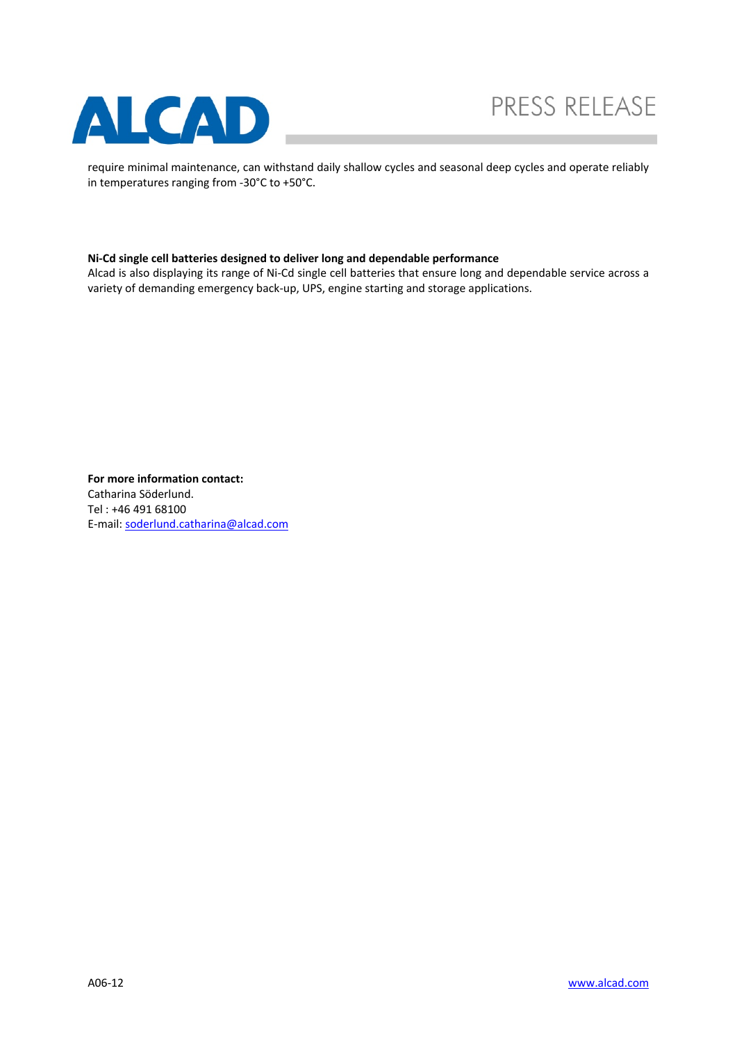require minimal maintenance, can withstand daily shallow cycles and seasonal deep cycles and operate reliably in temperatures ranging from -30°C to +50°C.

**Ni-Cd single cell batteries designed to deliver long and dependable performance**
Alcad is also displaying its range of Ni-Cd single cell batteries that ensure long and dependable service across a variety of demanding emergency back-up, UPS, engine starting and storage applications.

**For more information contact:**
Catharina Söderlund.
Tel : +46 491 68100
E-mail: soderlund.catharina@alcad.com

A06-12

www.alcad.com